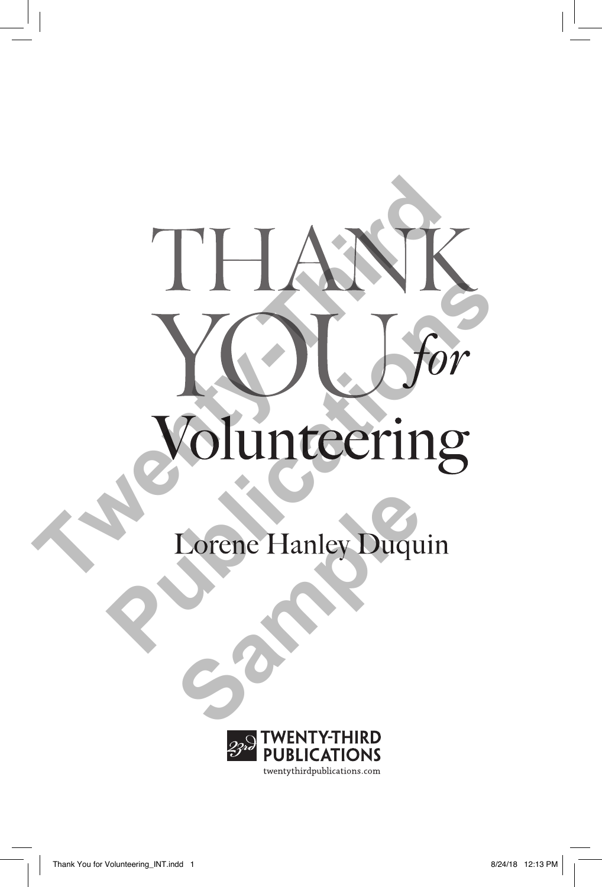# THANK YOU *for* Volunteering

Lorene Hanley Duquin

TWENTY-THIRD PUBLICATIONS

twentythirdpublications.com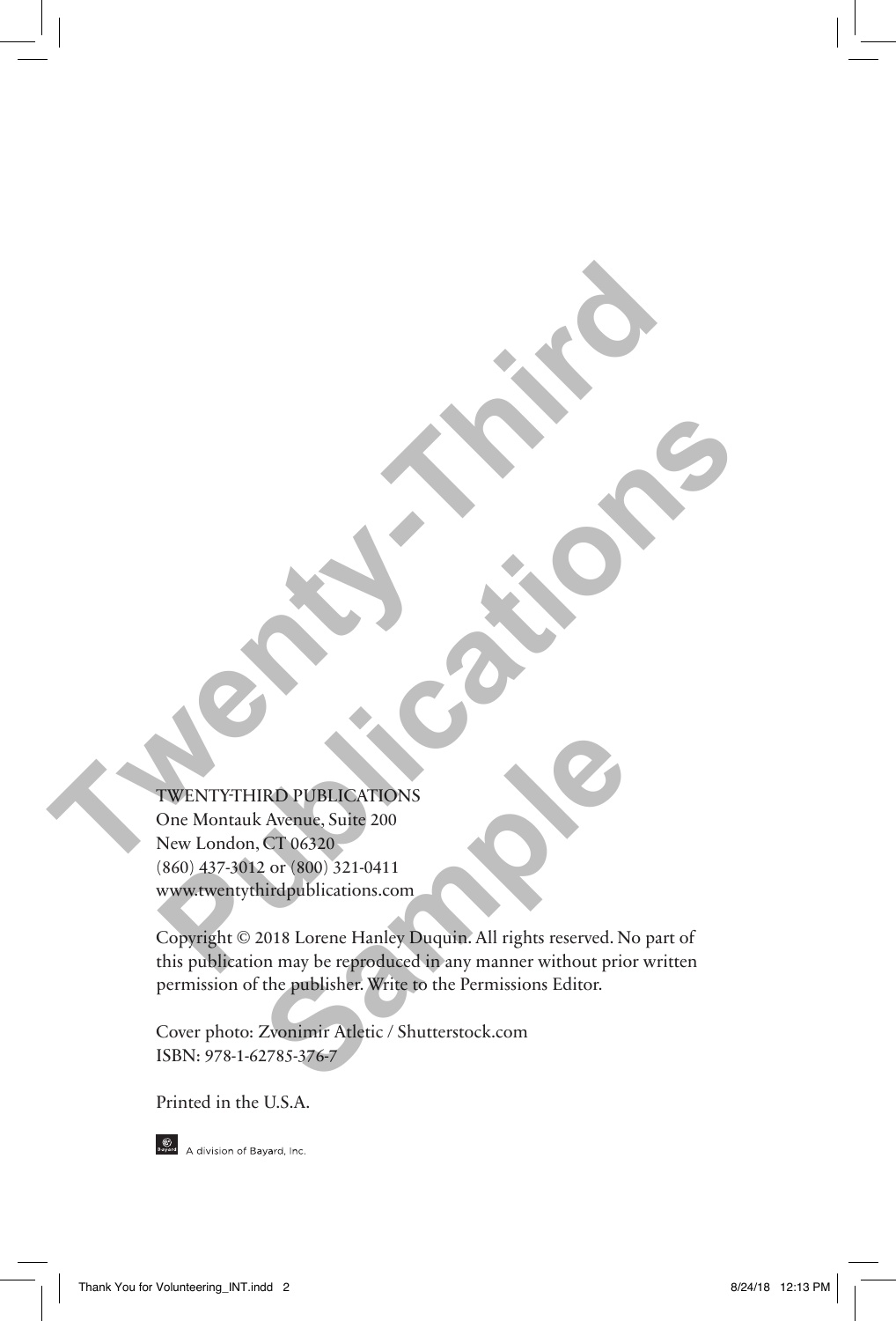TWENTY-THIRD PUBLICATIONS
One Montauk Avenue, Suite 200
New London, CT 06320
(860) 437-3012 or (800) 321-0411
www.twentythirdpublications.com

Copyright © 2018 Lorene Hanley Duquin. All rights reserved. No part of this publication may be reproduced in any manner without prior written permission of the publisher. Write to the Permissions Editor.

Cover photo: Zvonimir Atletic / Shutterstock.com
ISBN: 978-1-62785-376-7

Printed in the U.S.A.

A division of Bayard, Inc.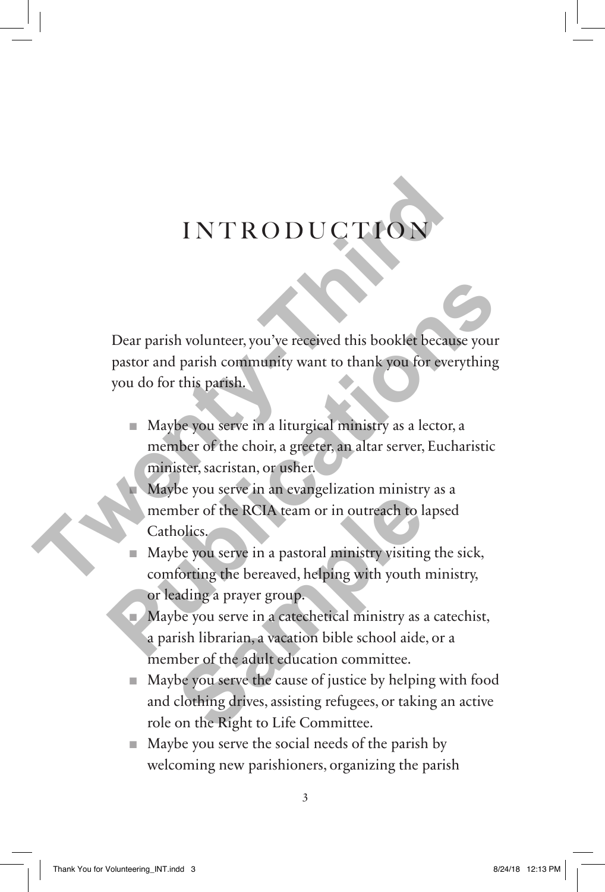# INTRODUCTION

Dear parish volunteer, you've received this booklet because your pastor and parish community want to thank you for everything you do for this parish.

- Maybe you serve in a liturgical ministry as a lector, a member of the choir, a greeter, an altar server, Eucharistic minister, sacristan, or usher.
- Maybe you serve in an evangelization ministry as a member of the RCIA team or in outreach to lapsed Catholics.
- Maybe you serve in a pastoral ministry visiting the sick, comforting the bereaved, helping with youth ministry, or leading a prayer group.
- Maybe you serve in a catechetical ministry as a catechist, a parish librarian, a vacation bible school aide, or a member of the adult education committee.
- Maybe you serve the cause of justice by helping with food and clothing drives, assisting refugees, or taking an active role on the Right to Life Committee.
- Maybe you serve the social needs of the parish by welcoming new parishioners, organizing the parish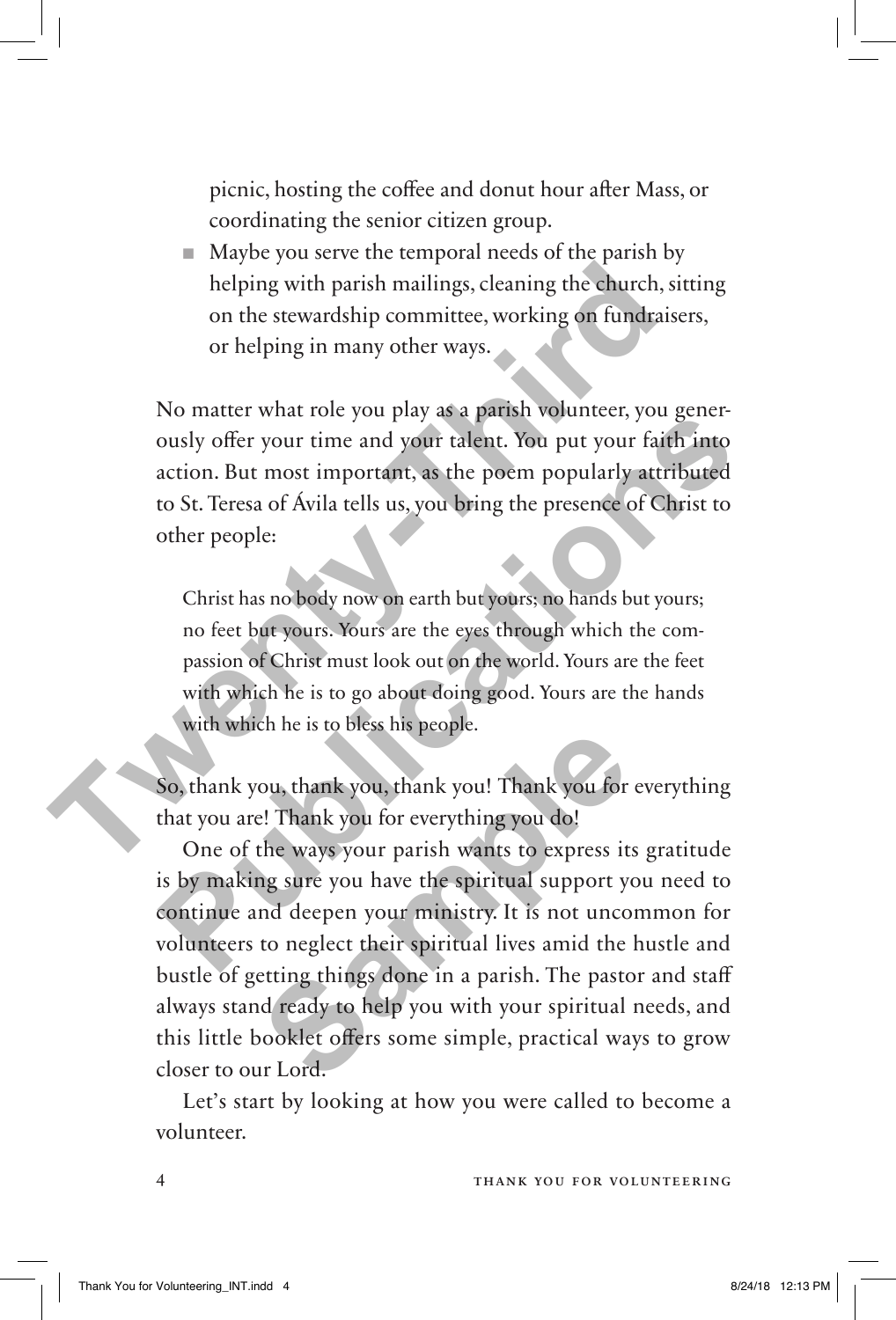picnic, hosting the coffee and donut hour after Mass, or coordinating the senior citizen group.

- Maybe you serve the temporal needs of the parish by helping with parish mailings, cleaning the church, sitting on the stewardship committee, working on fundraisers, or helping in many other ways.

No matter what role you play as a parish volunteer, you generously offer your time and your talent. You put your faith into action. But most important, as the poem popularly attributed to St. Teresa of Ávila tells us, you bring the presence of Christ to other people:

> Christ has no body now on earth but yours; no hands but yours; no feet but yours. Yours are the eyes through which the compassion of Christ must look out on the world. Yours are the feet with which he is to go about doing good. Yours are the hands with which he is to bless his people.

So, thank you, thank you, thank you! Thank you for everything that you are! Thank you for everything you do!

One of the ways your parish wants to express its gratitude is by making sure you have the spiritual support you need to continue and deepen your ministry. It is not uncommon for volunteers to neglect their spiritual lives amid the hustle and bustle of getting things done in a parish. The pastor and staff always stand ready to help you with your spiritual needs, and this little booklet offers some simple, practical ways to grow closer to our Lord.

Let's start by looking at how you were called to become a volunteer.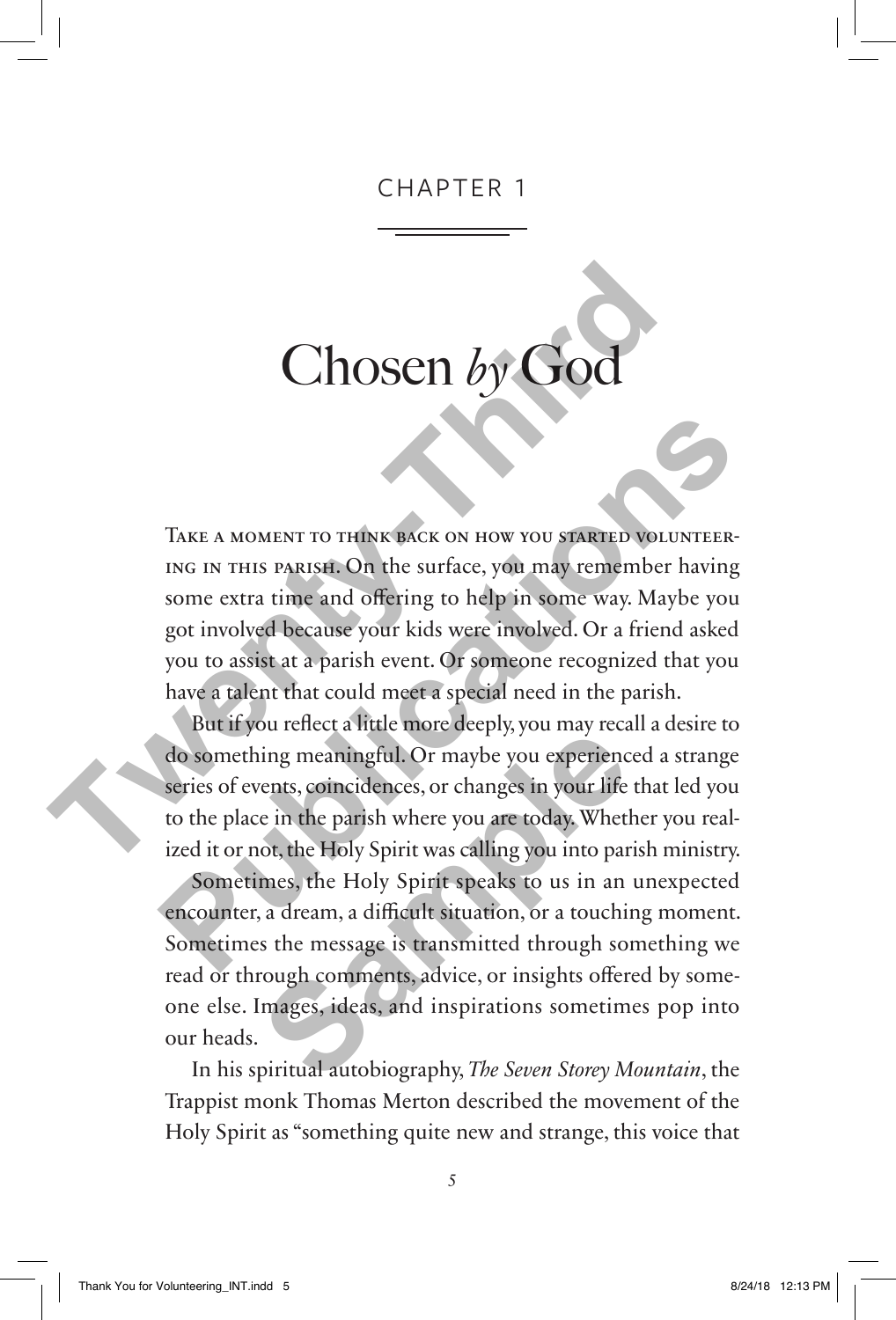CHAPTER 1

# Chosen *by* God

Take a moment to think back on how you started volunteering in this parish. On the surface, you may remember having some extra time and offering to help in some way. Maybe you got involved because your kids were involved. Or a friend asked you to assist at a parish event. Or someone recognized that you have a talent that could meet a special need in the parish.

But if you reflect a little more deeply, you may recall a desire to do something meaningful. Or maybe you experienced a strange series of events, coincidences, or changes in your life that led you to the place in the parish where you are today. Whether you realized it or not, the Holy Spirit was calling you into parish ministry.

Sometimes, the Holy Spirit speaks to us in an unexpected encounter, a dream, a difficult situation, or a touching moment. Sometimes the message is transmitted through something we read or through comments, advice, or insights offered by someone else. Images, ideas, and inspirations sometimes pop into our heads.

In his spiritual autobiography, *The Seven Storey Mountain*, the Trappist monk Thomas Merton described the movement of the Holy Spirit as "something quite new and strange, this voice that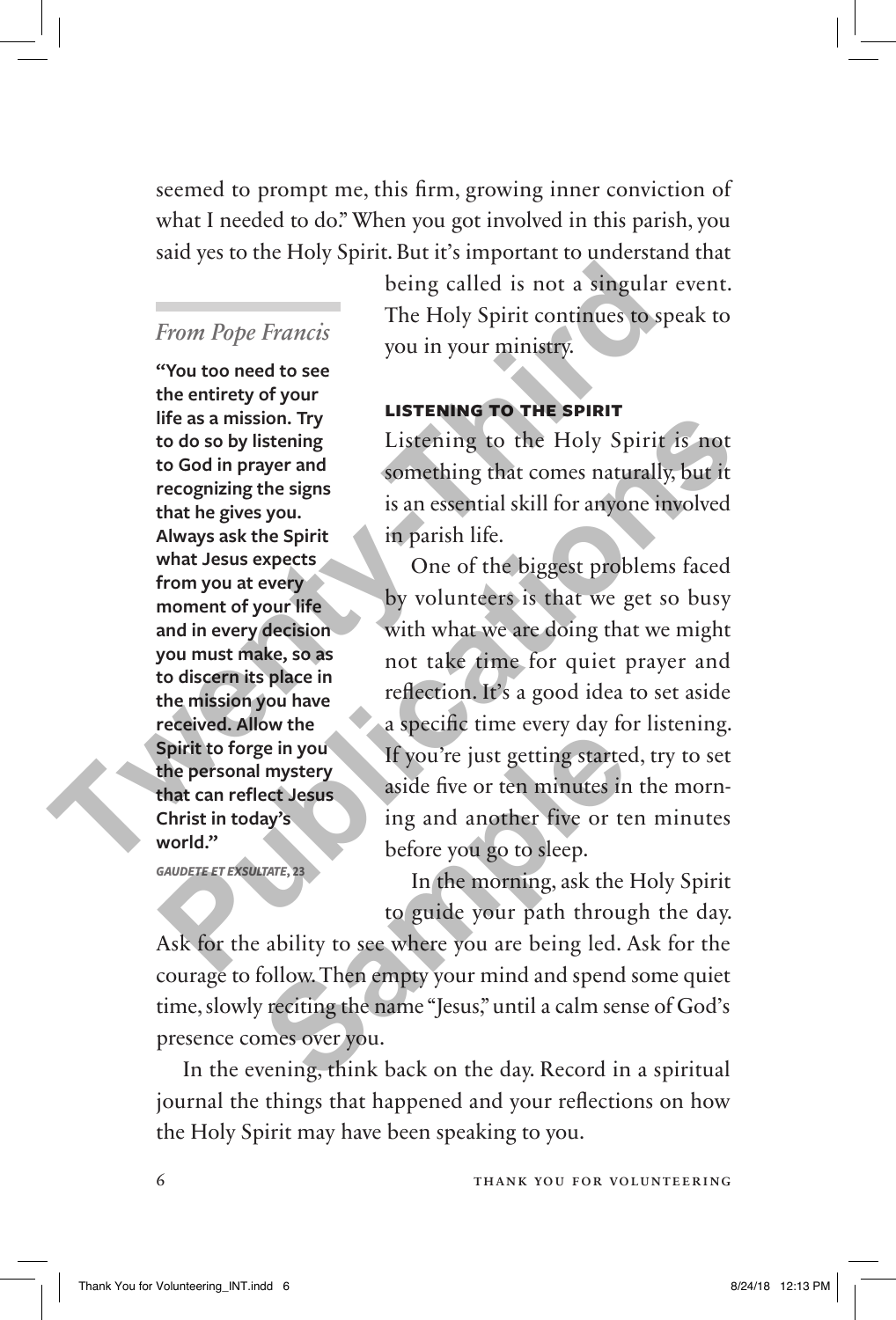seemed to prompt me, this firm, growing inner conviction of what I needed to do." When you got involved in this parish, you said yes to the Holy Spirit. But it's important to understand that being called is not a singular event. The Holy Spirit continues to speak to you in your ministry.

> *From Pope Francis*
>
> **"You too need to see the entirety of your life as a mission. Try to do so by listening to God in prayer and recognizing the signs that he gives you. Always ask the Spirit what Jesus expects from you at every moment of your life and in every decision you must make, so as to discern its place in the mission you have received. Allow the Spirit to forge in you the personal mystery that can reflect Jesus Christ in today's world."**
>
> ***GAUDETE ET EXSULTATE*, 23**

### LISTENING TO THE SPIRIT

Listening to the Holy Spirit is not something that comes naturally, but it is an essential skill for anyone involved in parish life.

One of the biggest problems faced by volunteers is that we get so busy with what we are doing that we might not take time for quiet prayer and reflection. It's a good idea to set aside a specific time every day for listening. If you're just getting started, try to set aside five or ten minutes in the morning and another five or ten minutes before you go to sleep.

In the morning, ask the Holy Spirit to guide your path through the day. Ask for the ability to see where you are being led. Ask for the courage to follow. Then empty your mind and spend some quiet time, slowly reciting the name "Jesus," until a calm sense of God's presence comes over you.

In the evening, think back on the day. Record in a spiritual journal the things that happened and your reflections on how the Holy Spirit may have been speaking to you.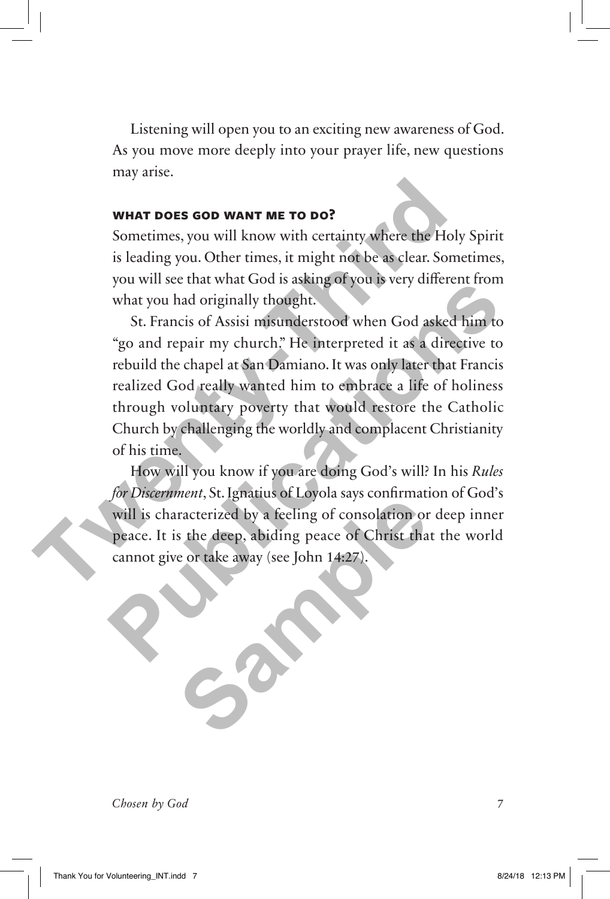Listening will open you to an exciting new awareness of God. As you move more deeply into your prayer life, new questions may arise.

### WHAT DOES GOD WANT ME TO DO?

Sometimes, you will know with certainty where the Holy Spirit is leading you. Other times, it might not be as clear. Sometimes, you will see that what God is asking of you is very different from what you had originally thought.

St. Francis of Assisi misunderstood when God asked him to "go and repair my church." He interpreted it as a directive to rebuild the chapel at San Damiano. It was only later that Francis realized God really wanted him to embrace a life of holiness through voluntary poverty that would restore the Catholic Church by challenging the worldly and complacent Christianity of his time.

How will you know if you are doing God's will? In his *Rules for Discernment*, St. Ignatius of Loyola says confirmation of God's will is characterized by a feeling of consolation or deep inner peace. It is the deep, abiding peace of Christ that the world cannot give or take away (see John 14:27).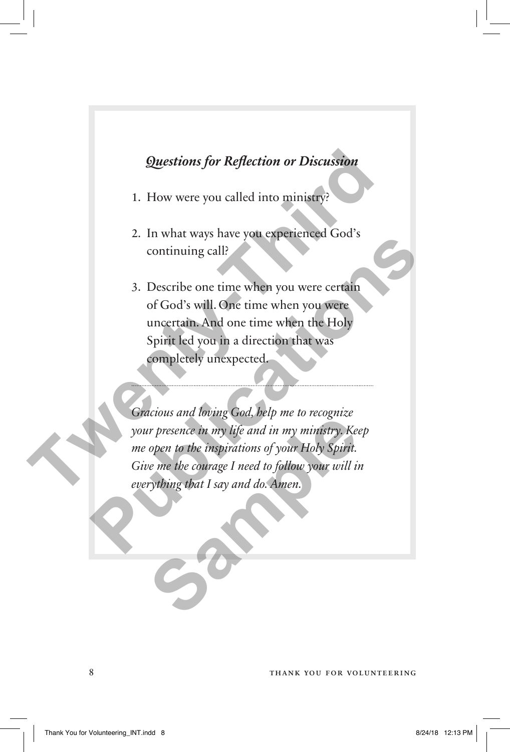## *Questions for Reflection or Discussion*

1. How were you called into ministry?

2. In what ways have you experienced God's continuing call?

3. Describe one time when you were certain of God's will. One time when you were uncertain. And one time when the Holy Spirit led you in a direction that was completely unexpected.

---

*Gracious and loving God, help me to recognize your presence in my life and in my ministry. Keep me open to the inspirations of your Holy Spirit. Give me the courage I need to follow your will in everything that I say and do. Amen.*